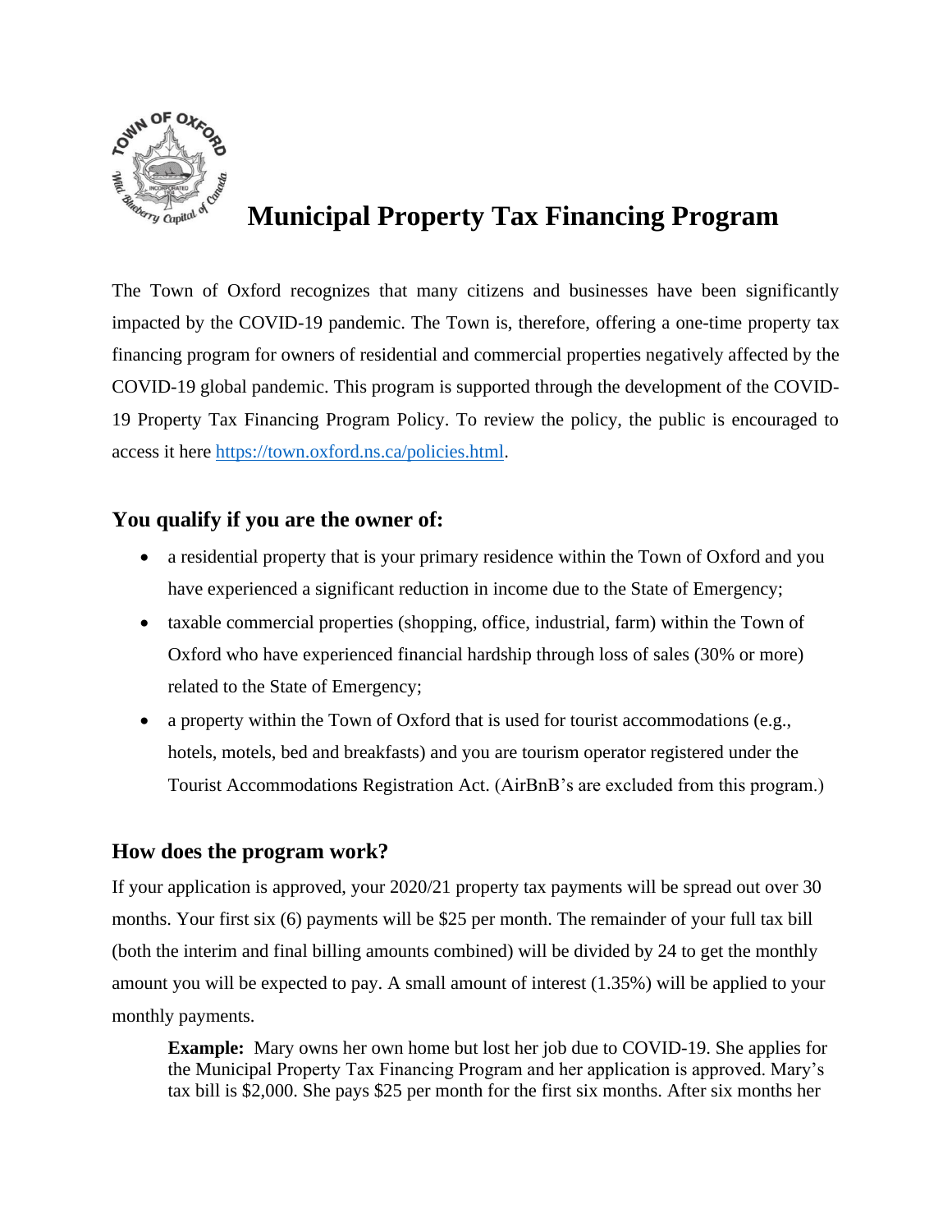# Municipal Property Tax Financing Program

The Town of Oxford recognizes that many citizens and businesses have been significantly impacted by the COVID-19 pandemic. The Town is, therefore, offering a one-time property tax financing program for owners of residential and commercial properties negatively affected by the COVID-19 global pandemic. This program is supported through the development of the COVID-19 Property Tax Financing Program Policy. To review the policy, the public is encouraged to access it here [https://town.oxford.ns.ca/policies.html](https://town.oxford.ns.ca/policies.html).

## You qualify if you are the owner of:

- a residential property that is your primary residence within the Town of Oxford and you have experienced a significant reduction in income due to the State of Emergency;
- taxable commercial properties (shopping, office, industrial, farm) within the Town of Oxford who have experienced financial hardship through loss of sales (30% or more) related to the State of Emergency;
- a property within the Town of Oxford that is used for tourist accommodations (e.g., hotels, motels, bed and breakfasts) and you are tourism operator registered under the Tourist Accommodations Registration Act. (AirBnB's are excluded from this program.)

## How does the program work?

If your application is approved, your 2020/21 property tax payments will be spread out over 30 months. Your first six (6) payments will be $25 per month. The remainder of your full tax bill (both the interim and final billing amounts combined) will be divided by 24 to get the monthly amount you will be expected to pay. A small amount of interest (1.35%) will be applied to your monthly payments.

> **Example:** Mary owns her own home but lost her job due to COVID-19. She applies for the Municipal Property Tax Financing Program and her application is approved. Mary's tax bill is $2,000. She pays $25 per month for the first six months. After six months her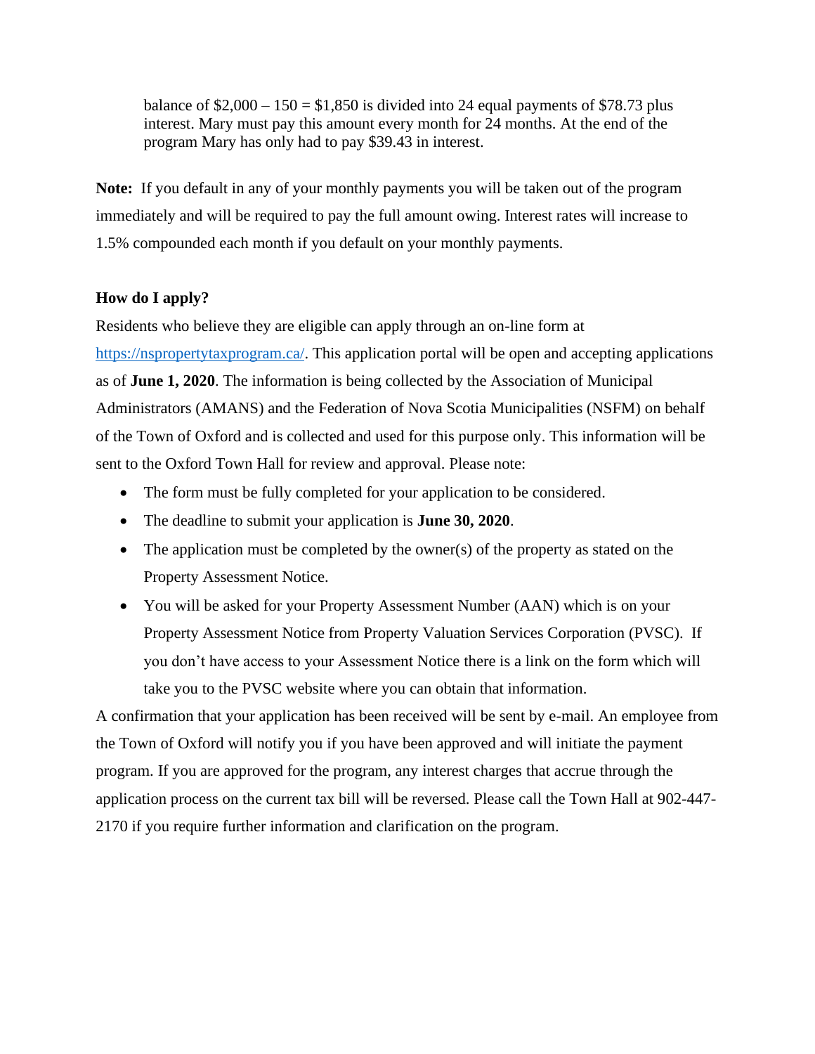balance of $2,000 – 150 = $1,850 is divided into 24 equal payments of $78.73 plus interest. Mary must pay this amount every month for 24 months. At the end of the program Mary has only had to pay $39.43 in interest.

**Note:** If you default in any of your monthly payments you will be taken out of the program immediately and will be required to pay the full amount owing. Interest rates will increase to 1.5% compounded each month if you default on your monthly payments.

**How do I apply?**

Residents who believe they are eligible can apply through an on-line form at https://nspropertytaxprogram.ca/. This application portal will be open and accepting applications as of **June 1, 2020**. The information is being collected by the Association of Municipal Administrators (AMANS) and the Federation of Nova Scotia Municipalities (NSFM) on behalf of the Town of Oxford and is collected and used for this purpose only. This information will be sent to the Oxford Town Hall for review and approval. Please note:

- The form must be fully completed for your application to be considered.
- The deadline to submit your application is **June 30, 2020**.
- The application must be completed by the owner(s) of the property as stated on the Property Assessment Notice.
- You will be asked for your Property Assessment Number (AAN) which is on your Property Assessment Notice from Property Valuation Services Corporation (PVSC). If you don't have access to your Assessment Notice there is a link on the form which will take you to the PVSC website where you can obtain that information.

A confirmation that your application has been received will be sent by e-mail. An employee from the Town of Oxford will notify you if you have been approved and will initiate the payment program. If you are approved for the program, any interest charges that accrue through the application process on the current tax bill will be reversed. Please call the Town Hall at 902-447-2170 if you require further information and clarification on the program.